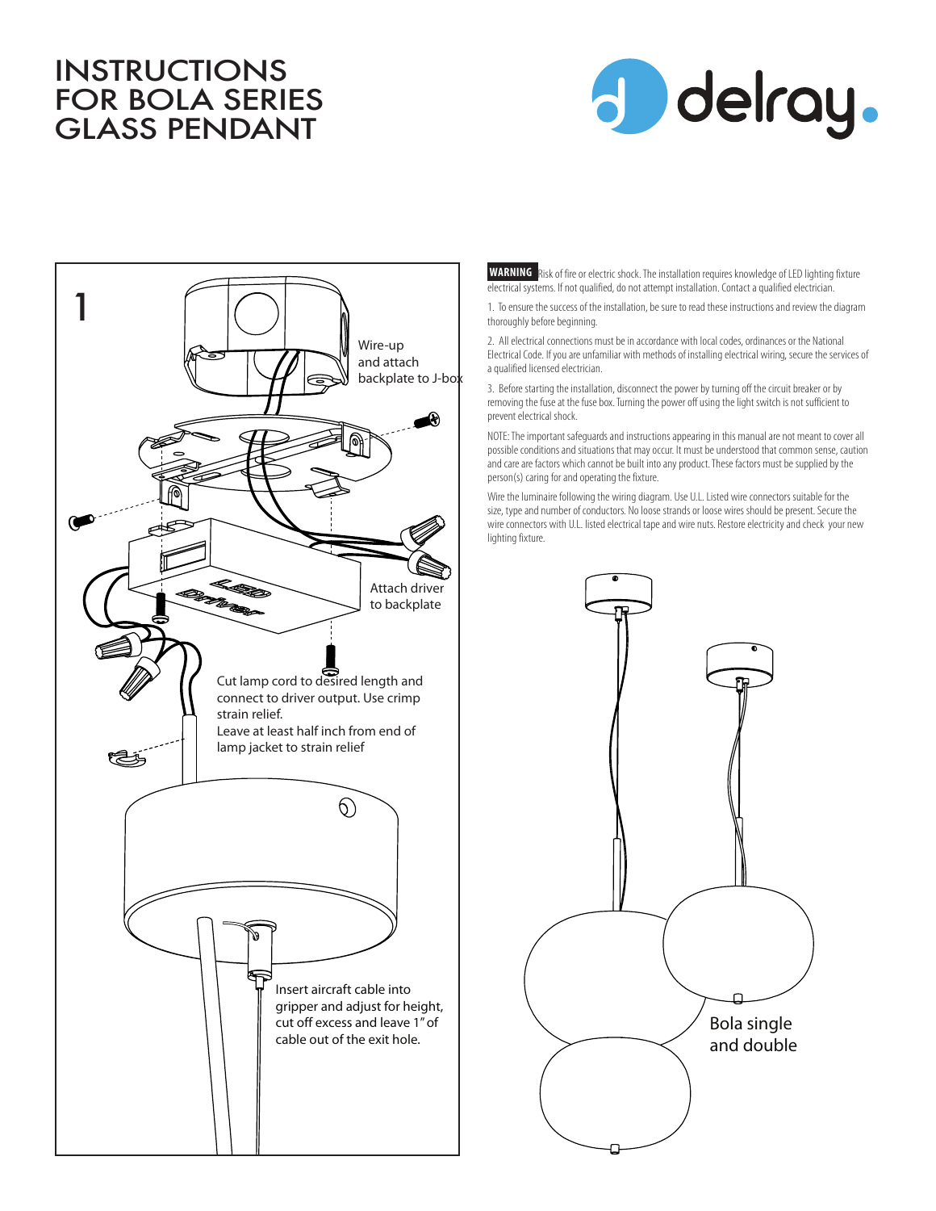# INSTRUCTIONS FOR BOLA SERIES GLASS PENDANT

delray.

1

Wire-up and attach backplate to J-box

Attach driver to backplate

LED Driver

Cut lamp cord to desired length and connect to driver output. Use crimp strain relief.
Leave at least half inch from end of lamp jacket to strain relief

Insert aircraft cable into gripper and adjust for height, cut off excess and leave 1" of cable out of the exit hole.

**WARNING** Risk of fire or electric shock. The installation requires knowledge of LED lighting fixture electrical systems. If not qualified, do not attempt installation. Contact a qualified electrician.

1. To ensure the success of the installation, be sure to read these instructions and review the diagram thoroughly before beginning.

2. All electrical connections must be in accordance with local codes, ordinances or the National Electrical Code. If you are unfamiliar with methods of installing electrical wiring, secure the services of a qualified licensed electrician.

3. Before starting the installation, disconnect the power by turning off the circuit breaker or by removing the fuse at the fuse box. Turning the power off using the light switch is not sufficient to prevent electrical shock.

NOTE: The important safeguards and instructions appearing in this manual are not meant to cover all possible conditions and situations that may occur. It must be understood that common sense, caution and care are factors which cannot be built into any product. These factors must be supplied by the person(s) caring for and operating the fixture.

Wire the luminaire following the wiring diagram. Use U.L. Listed wire connectors suitable for the size, type and number of conductors. No loose strands or loose wires should be present. Secure the wire connectors with U.L. listed electrical tape and wire nuts. Restore electricity and check your new lighting fixture.

Bola single and double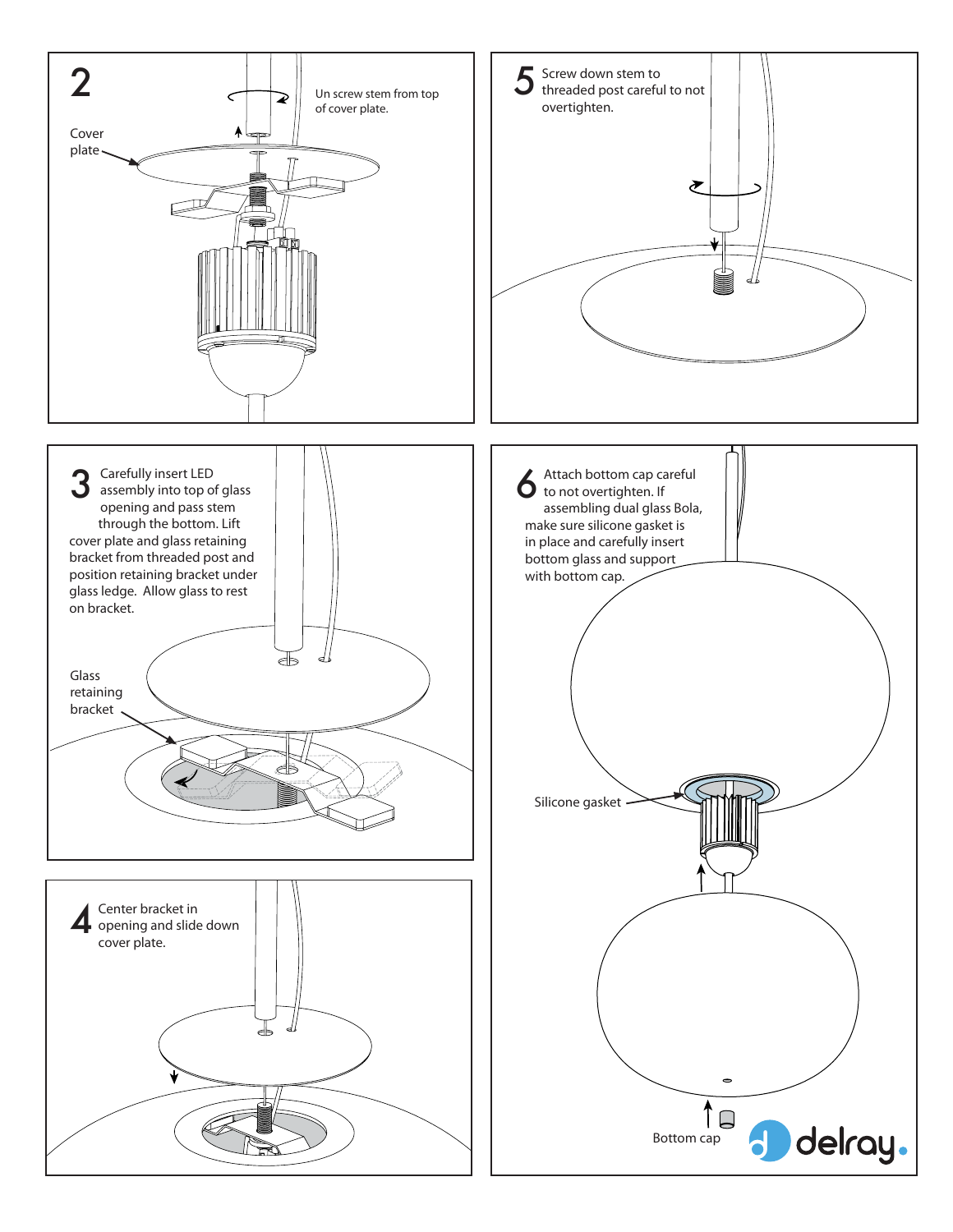## 2

Un screw stem from top of cover plate.

Cover plate

## 3

Carefully insert LED assembly into top of glass opening and pass stem through the bottom. Lift cover plate and glass retaining bracket from threaded post and position retaining bracket under glass ledge. Allow glass to rest on bracket.

Glass retaining bracket

## 4

Center bracket in opening and slide down cover plate.

## 5

Screw down stem to threaded post careful to not overtighten.

## 6

Attach bottom cap careful to not overtighten. If assembling dual glass Bola, make sure silicone gasket is in place and carefully insert bottom glass and support with bottom cap.

Silicone gasket

Bottom cap

delray.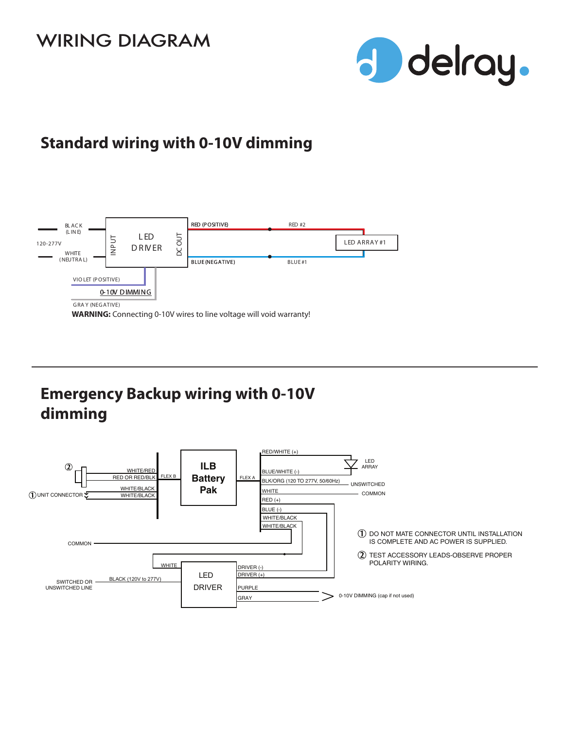# WIRING DIAGRAM

delray.

## Standard wiring with 0-10V dimming

BLACK (LINE)
120-277V
WHITE (NEUTRAL)
INPUT
LED DRIVER
DC OUT
RED (POSITIVE)
RED #2
LED ARRAY #1
BLUE (NEGATIVE)
BLUE #1
VIOLET (POSITIVE)
0-10V DIMMING
GRAY (NEGATIVE)

**WARNING:** Connecting 0-10V wires to line voltage will void warranty!

## Emergency Backup wiring with 0-10V dimming

②
WHITE/RED
RED OR RED/BLK
WHITE/BLACK
① UNIT CONNECTOR
WHITE/BLACK
FLEX B
ILB Battery Pak
FLEX A
RED/WHITE (+)
BLUE/WHITE (-)
LED ARRAY
BLK/ORG (120 TO 277V, 50/60Hz)
UNSWITCHED
WHITE
COMMON
RED (+)
BLUE (-)
WHITE/BLACK
WHITE/BLACK
COMMON
WHITE
SWITCHED OR UNSWITCHED LINE
BLACK (120V to 277V)
LED DRIVER
DRIVER (-)
DRIVER (+)
PURPLE
GRAY
0-10V DIMMING (cap if not used)

① DO NOT MATE CONNECTOR UNTIL INSTALLATION IS COMPLETE AND AC POWER IS SUPPLIED.

② TEST ACCESSORY LEADS-OBSERVE PROPER POLARITY WIRING.